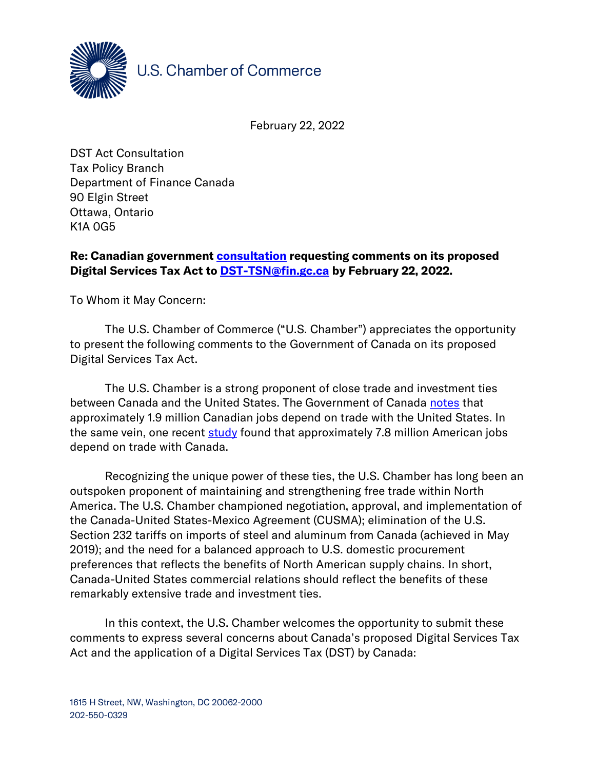U.S. Chamber of Commerce

February 22, 2022

DST Act Consultation
Tax Policy Branch
Department of Finance Canada
90 Elgin Street
Ottawa, Ontario
K1A 0G5

**Re: Canadian government consultation requesting comments on its proposed Digital Services Tax Act to DST-TSN@fin.gc.ca by February 22, 2022.**

To Whom it May Concern:

The U.S. Chamber of Commerce ("U.S. Chamber") appreciates the opportunity to present the following comments to the Government of Canada on its proposed Digital Services Tax Act.

The U.S. Chamber is a strong proponent of close trade and investment ties between Canada and the United States. The Government of Canada notes that approximately 1.9 million Canadian jobs depend on trade with the United States. In the same vein, one recent study found that approximately 7.8 million American jobs depend on trade with Canada.

Recognizing the unique power of these ties, the U.S. Chamber has long been an outspoken proponent of maintaining and strengthening free trade within North America. The U.S. Chamber championed negotiation, approval, and implementation of the Canada-United States-Mexico Agreement (CUSMA); elimination of the U.S. Section 232 tariffs on imports of steel and aluminum from Canada (achieved in May 2019); and the need for a balanced approach to U.S. domestic procurement preferences that reflects the benefits of North American supply chains. In short, Canada-United States commercial relations should reflect the benefits of these remarkably extensive trade and investment ties.

In this context, the U.S. Chamber welcomes the opportunity to submit these comments to express several concerns about Canada's proposed Digital Services Tax Act and the application of a Digital Services Tax (DST) by Canada: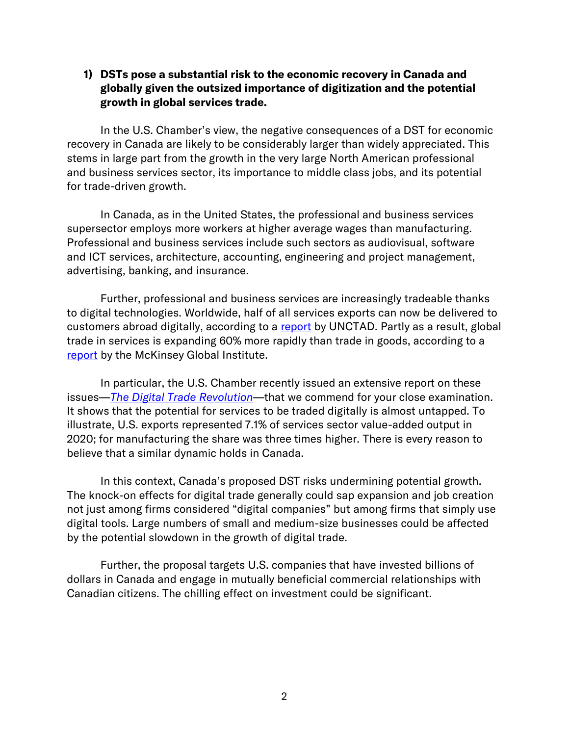**1) DSTs pose a substantial risk to the economic recovery in Canada and globally given the outsized importance of digitization and the potential growth in global services trade.**

In the U.S. Chamber's view, the negative consequences of a DST for economic recovery in Canada are likely to be considerably larger than widely appreciated. This stems in large part from the growth in the very large North American professional and business services sector, its importance to middle class jobs, and its potential for trade-driven growth.

In Canada, as in the United States, the professional and business services supersector employs more workers at higher average wages than manufacturing. Professional and business services include such sectors as audiovisual, software and ICT services, architecture, accounting, engineering and project management, advertising, banking, and insurance.

Further, professional and business services are increasingly tradeable thanks to digital technologies. Worldwide, half of all services exports can now be delivered to customers abroad digitally, according to a report by UNCTAD. Partly as a result, global trade in services is expanding 60% more rapidly than trade in goods, according to a report by the McKinsey Global Institute.

In particular, the U.S. Chamber recently issued an extensive report on these issues—*The Digital Trade Revolution*—that we commend for your close examination. It shows that the potential for services to be traded digitally is almost untapped. To illustrate, U.S. exports represented 7.1% of services sector value-added output in 2020; for manufacturing the share was three times higher. There is every reason to believe that a similar dynamic holds in Canada.

In this context, Canada's proposed DST risks undermining potential growth. The knock-on effects for digital trade generally could sap expansion and job creation not just among firms considered "digital companies" but among firms that simply use digital tools. Large numbers of small and medium-size businesses could be affected by the potential slowdown in the growth of digital trade.

Further, the proposal targets U.S. companies that have invested billions of dollars in Canada and engage in mutually beneficial commercial relationships with Canadian citizens. The chilling effect on investment could be significant.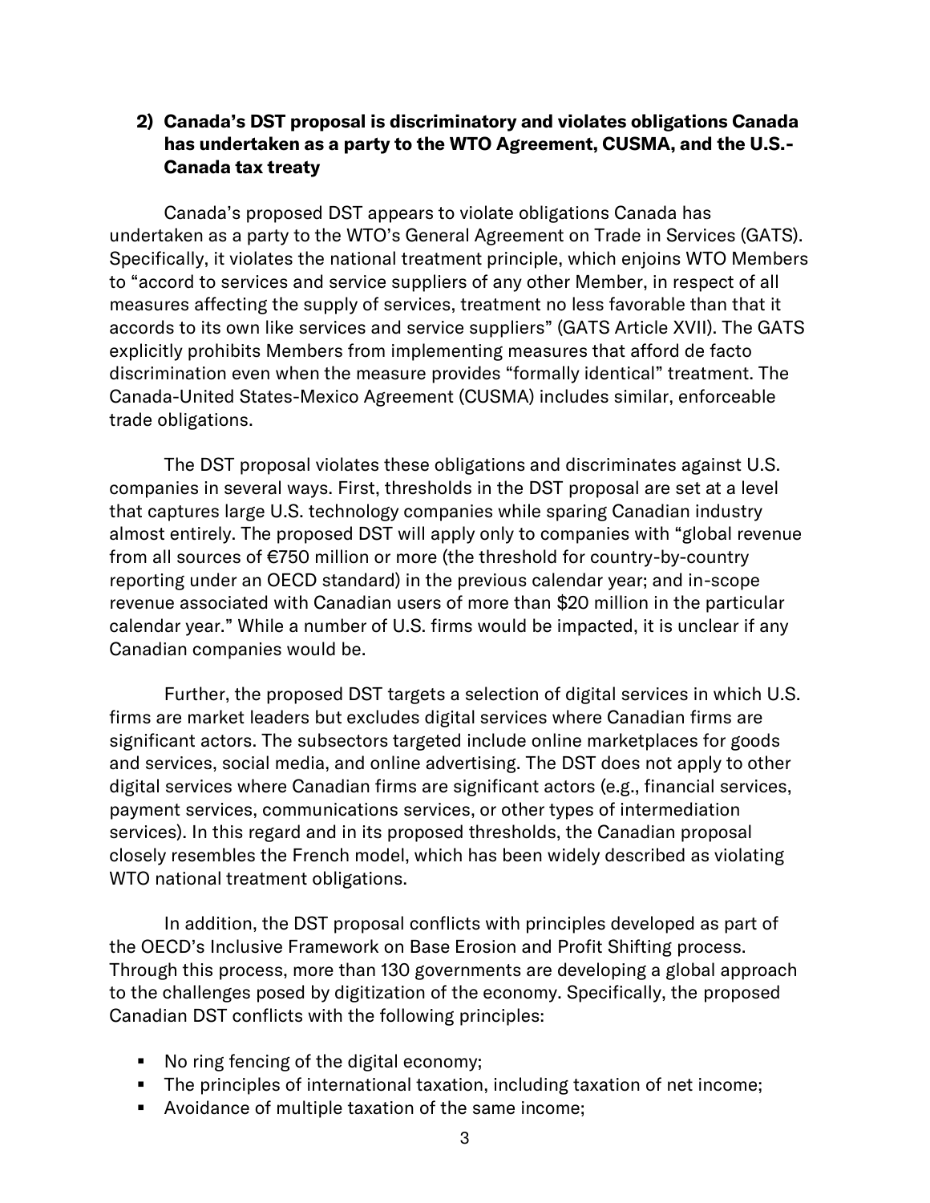## 2) Canada's DST proposal is discriminatory and violates obligations Canada has undertaken as a party to the WTO Agreement, CUSMA, and the U.S.-Canada tax treaty

Canada's proposed DST appears to violate obligations Canada has undertaken as a party to the WTO's General Agreement on Trade in Services (GATS). Specifically, it violates the national treatment principle, which enjoins WTO Members to "accord to services and service suppliers of any other Member, in respect of all measures affecting the supply of services, treatment no less favorable than that it accords to its own like services and service suppliers" (GATS Article XVII). The GATS explicitly prohibits Members from implementing measures that afford de facto discrimination even when the measure provides "formally identical" treatment. The Canada-United States-Mexico Agreement (CUSMA) includes similar, enforceable trade obligations.

The DST proposal violates these obligations and discriminates against U.S. companies in several ways. First, thresholds in the DST proposal are set at a level that captures large U.S. technology companies while sparing Canadian industry almost entirely. The proposed DST will apply only to companies with "global revenue from all sources of €750 million or more (the threshold for country-by-country reporting under an OECD standard) in the previous calendar year; and in-scope revenue associated with Canadian users of more than $20 million in the particular calendar year." While a number of U.S. firms would be impacted, it is unclear if any Canadian companies would be.

Further, the proposed DST targets a selection of digital services in which U.S. firms are market leaders but excludes digital services where Canadian firms are significant actors. The subsectors targeted include online marketplaces for goods and services, social media, and online advertising. The DST does not apply to other digital services where Canadian firms are significant actors (e.g., financial services, payment services, communications services, or other types of intermediation services). In this regard and in its proposed thresholds, the Canadian proposal closely resembles the French model, which has been widely described as violating WTO national treatment obligations.

In addition, the DST proposal conflicts with principles developed as part of the OECD's Inclusive Framework on Base Erosion and Profit Shifting process. Through this process, more than 130 governments are developing a global approach to the challenges posed by digitization of the economy. Specifically, the proposed Canadian DST conflicts with the following principles:

- No ring fencing of the digital economy;
- The principles of international taxation, including taxation of net income;
- Avoidance of multiple taxation of the same income;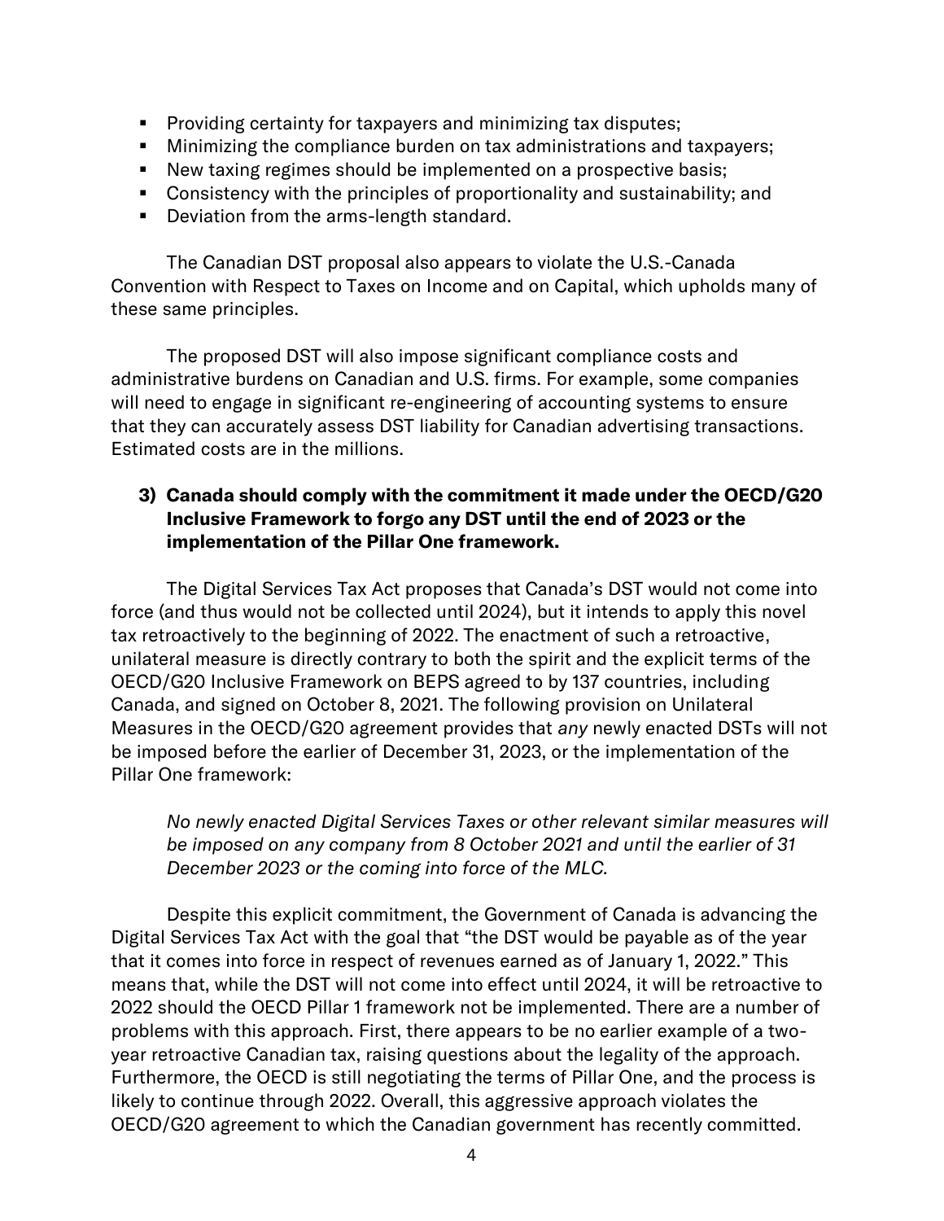- Providing certainty for taxpayers and minimizing tax disputes;
- Minimizing the compliance burden on tax administrations and taxpayers;
- New taxing regimes should be implemented on a prospective basis;
- Consistency with the principles of proportionality and sustainability; and
- Deviation from the arms-length standard.

The Canadian DST proposal also appears to violate the U.S.-Canada Convention with Respect to Taxes on Income and on Capital, which upholds many of these same principles.

The proposed DST will also impose significant compliance costs and administrative burdens on Canadian and U.S. firms. For example, some companies will need to engage in significant re-engineering of accounting systems to ensure that they can accurately assess DST liability for Canadian advertising transactions. Estimated costs are in the millions.

**3) Canada should comply with the commitment it made under the OECD/G20 Inclusive Framework to forgo any DST until the end of 2023 or the implementation of the Pillar One framework.**

The Digital Services Tax Act proposes that Canada's DST would not come into force (and thus would not be collected until 2024), but it intends to apply this novel tax retroactively to the beginning of 2022. The enactment of such a retroactive, unilateral measure is directly contrary to both the spirit and the explicit terms of the OECD/G20 Inclusive Framework on BEPS agreed to by 137 countries, including Canada, and signed on October 8, 2021. The following provision on Unilateral Measures in the OECD/G20 agreement provides that *any* newly enacted DSTs will not be imposed before the earlier of December 31, 2023, or the implementation of the Pillar One framework:

> *No newly enacted Digital Services Taxes or other relevant similar measures will be imposed on any company from 8 October 2021 and until the earlier of 31 December 2023 or the coming into force of the MLC.*

Despite this explicit commitment, the Government of Canada is advancing the Digital Services Tax Act with the goal that "the DST would be payable as of the year that it comes into force in respect of revenues earned as of January 1, 2022." This means that, while the DST will not come into effect until 2024, it will be retroactive to 2022 should the OECD Pillar 1 framework not be implemented. There are a number of problems with this approach. First, there appears to be no earlier example of a two-year retroactive Canadian tax, raising questions about the legality of the approach. Furthermore, the OECD is still negotiating the terms of Pillar One, and the process is likely to continue through 2022. Overall, this aggressive approach violates the OECD/G20 agreement to which the Canadian government has recently committed.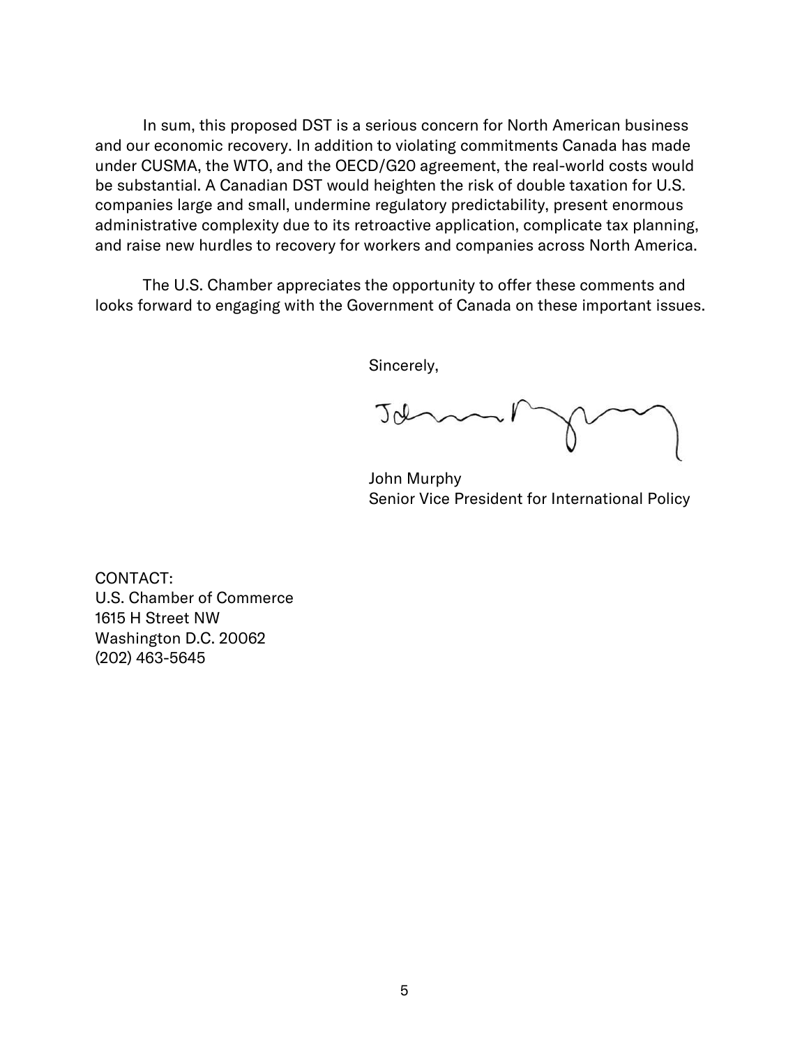In sum, this proposed DST is a serious concern for North American business and our economic recovery. In addition to violating commitments Canada has made under CUSMA, the WTO, and the OECD/G20 agreement, the real-world costs would be substantial. A Canadian DST would heighten the risk of double taxation for U.S. companies large and small, undermine regulatory predictability, present enormous administrative complexity due to its retroactive application, complicate tax planning, and raise new hurdles to recovery for workers and companies across North America.

The U.S. Chamber appreciates the opportunity to offer these comments and looks forward to engaging with the Government of Canada on these important issues.

Sincerely,

John Murphy
Senior Vice President for International Policy

CONTACT:
U.S. Chamber of Commerce
1615 H Street NW
Washington D.C. 20062
(202) 463-5645